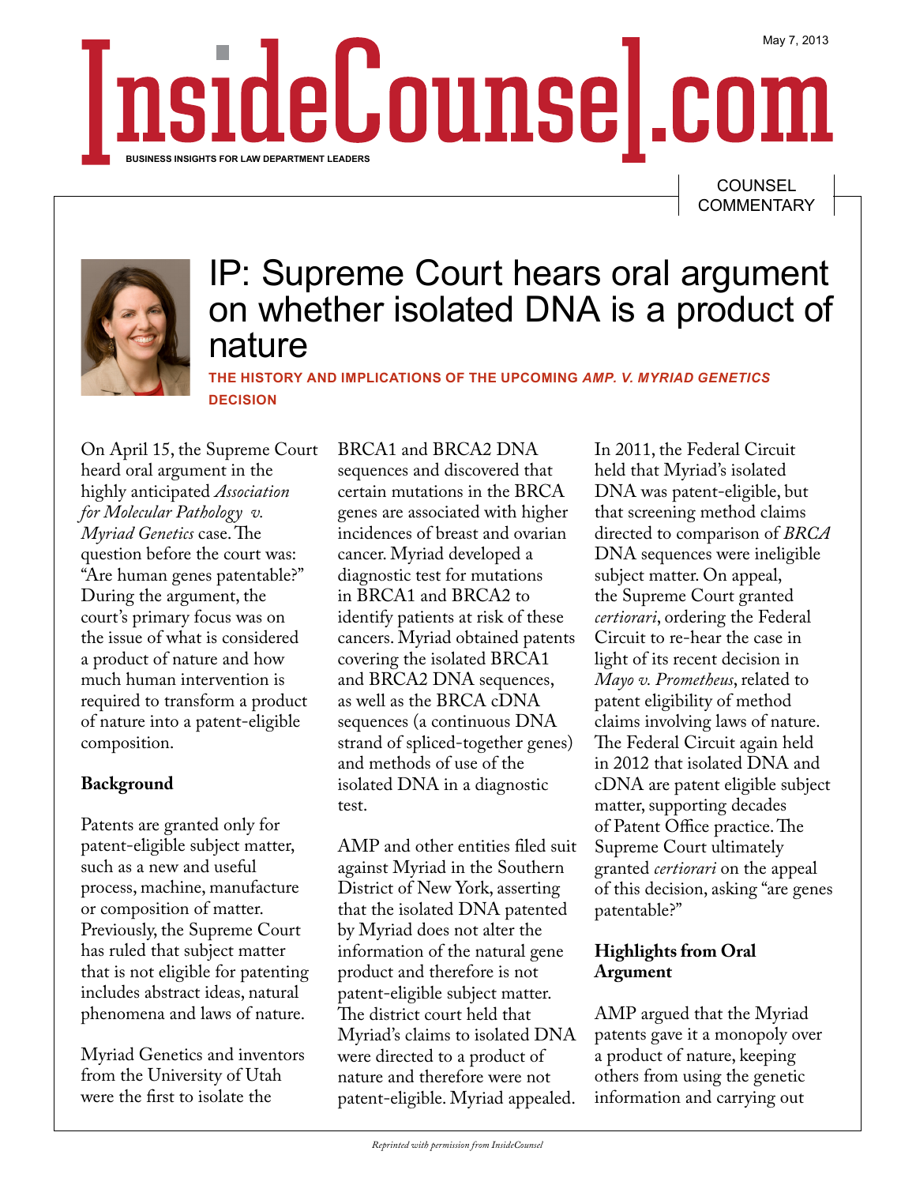May 7, 2013

COUNSEL COMMENTARY

# IP: Supreme Court hears oral argument on whether isolated DNA is a product of nature

**THE HISTORY AND IMPLICATIONS OF THE UPCOMING *AMP. V. MYRIAD GENETICS* DECISION**

On April 15, the Supreme Court heard oral argument in the highly anticipated *Association for Molecular Pathology v. Myriad Genetics* case. The question before the court was: "Are human genes patentable?" During the argument, the court's primary focus was on the issue of what is considered a product of nature and how much human intervention is required to transform a product of nature into a patent-eligible composition.

## Background

Patents are granted only for patent-eligible subject matter, such as a new and useful process, machine, manufacture or composition of matter. Previously, the Supreme Court has ruled that subject matter that is not eligible for patenting includes abstract ideas, natural phenomena and laws of nature.

Myriad Genetics and inventors from the University of Utah were the first to isolate the BRCA1 and BRCA2 DNA sequences and discovered that certain mutations in the BRCA genes are associated with higher incidences of breast and ovarian cancer. Myriad developed a diagnostic test for mutations in BRCA1 and BRCA2 to identify patients at risk of these cancers. Myriad obtained patents covering the isolated BRCA1 and BRCA2 DNA sequences, as well as the BRCA cDNA sequences (a continuous DNA strand of spliced-together genes) and methods of use of the isolated DNA in a diagnostic test.

AMP and other entities filed suit against Myriad in the Southern District of New York, asserting that the isolated DNA patented by Myriad does not alter the information of the natural gene product and therefore is not patent-eligible subject matter. The district court held that Myriad's claims to isolated DNA were directed to a product of nature and therefore were not patent-eligible. Myriad appealed.

In 2011, the Federal Circuit held that Myriad's isolated DNA was patent-eligible, but that screening method claims directed to comparison of *BRCA* DNA sequences were ineligible subject matter. On appeal, the Supreme Court granted *certiorari*, ordering the Federal Circuit to re-hear the case in light of its recent decision in *Mayo v. Prometheus*, related to patent eligibility of method claims involving laws of nature. The Federal Circuit again held in 2012 that isolated DNA and cDNA are patent eligible subject matter, supporting decades of Patent Office practice. The Supreme Court ultimately granted *certiorari* on the appeal of this decision, asking "are genes patentable?"

## Highlights from Oral Argument

AMP argued that the Myriad patents gave it a monopoly over a product of nature, keeping others from using the genetic information and carrying out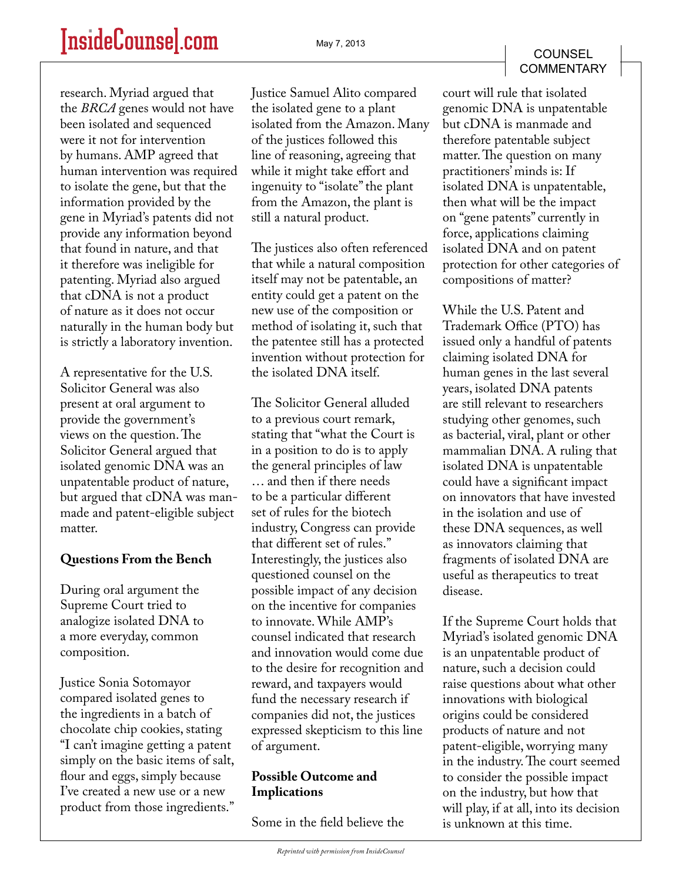research. Myriad argued that the *BRCA* genes would not have been isolated and sequenced were it not for intervention by humans. AMP agreed that human intervention was required to isolate the gene, but that the information provided by the gene in Myriad's patents did not provide any information beyond that found in nature, and that it therefore was ineligible for patenting. Myriad also argued that cDNA is not a product of nature as it does not occur naturally in the human body but is strictly a laboratory invention.

A representative for the U.S. Solicitor General was also present at oral argument to provide the government's views on the question. The Solicitor General argued that isolated genomic DNA was an unpatentable product of nature, but argued that cDNA was man-made and patent-eligible subject matter.

**Questions From the Bench**

During oral argument the Supreme Court tried to analogize isolated DNA to a more everyday, common composition.

Justice Sonia Sotomayor compared isolated genes to the ingredients in a batch of chocolate chip cookies, stating "I can't imagine getting a patent simply on the basic items of salt, flour and eggs, simply because I've created a new use or a new product from those ingredients." Justice Samuel Alito compared the isolated gene to a plant isolated from the Amazon. Many of the justices followed this line of reasoning, agreeing that while it might take effort and ingenuity to "isolate" the plant from the Amazon, the plant is still a natural product.

The justices also often referenced that while a natural composition itself may not be patentable, an entity could get a patent on the new use of the composition or method of isolating it, such that the patentee still has a protected invention without protection for the isolated DNA itself.

The Solicitor General alluded to a previous court remark, stating that "what the Court is in a position to do is to apply the general principles of law … and then if there needs to be a particular different set of rules for the biotech industry, Congress can provide that different set of rules." Interestingly, the justices also questioned counsel on the possible impact of any decision on the incentive for companies to innovate. While AMP's counsel indicated that research and innovation would come due to the desire for recognition and reward, and taxpayers would fund the necessary research if companies did not, the justices expressed skepticism to this line of argument.

**Possible Outcome and Implications**

Some in the field believe the court will rule that isolated genomic DNA is unpatentable but cDNA is manmade and therefore patentable subject matter. The question on many practitioners' minds is: If isolated DNA is unpatentable, then what will be the impact on "gene patents" currently in force, applications claiming isolated DNA and on patent protection for other categories of compositions of matter?

While the U.S. Patent and Trademark Office (PTO) has issued only a handful of patents claiming isolated DNA for human genes in the last several years, isolated DNA patents are still relevant to researchers studying other genomes, such as bacterial, viral, plant or other mammalian DNA. A ruling that isolated DNA is unpatentable could have a significant impact on innovators that have invested in the isolation and use of these DNA sequences, as well as innovators claiming that fragments of isolated DNA are useful as therapeutics to treat disease.

If the Supreme Court holds that Myriad's isolated genomic DNA is an unpatentable product of nature, such a decision could raise questions about what other innovations with biological origins could be considered products of nature and not patent-eligible, worrying many in the industry. The court seemed to consider the possible impact on the industry, but how that will play, if at all, into its decision is unknown at this time.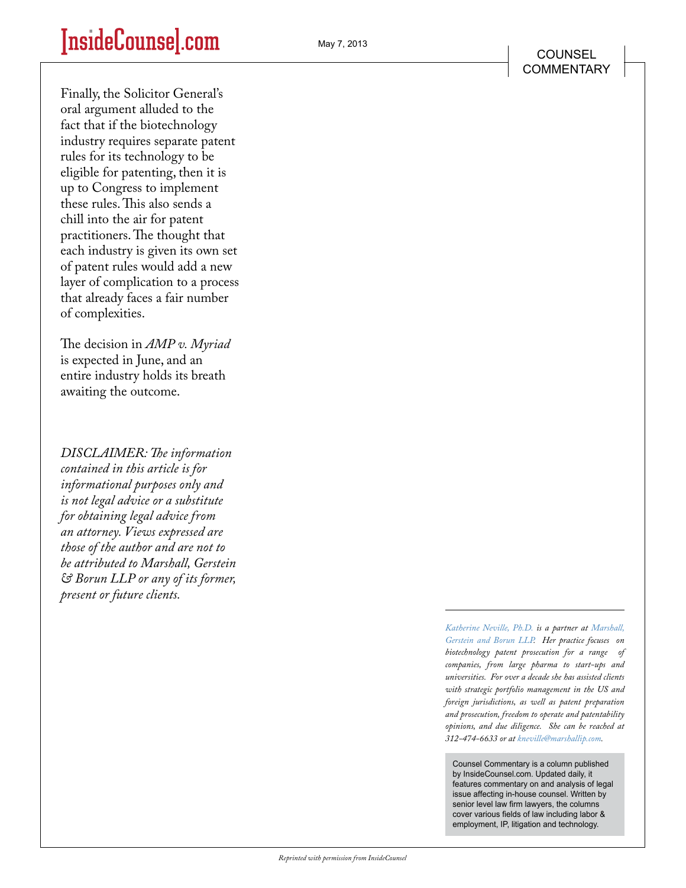Finally, the Solicitor General's oral argument alluded to the fact that if the biotechnology industry requires separate patent rules for its technology to be eligible for patenting, then it is up to Congress to implement these rules. This also sends a chill into the air for patent practitioners. The thought that each industry is given its own set of patent rules would add a new layer of complication to a process that already faces a fair number of complexities.

The decision in *AMP v. Myriad* is expected in June, and an entire industry holds its breath awaiting the outcome.

*DISCLAIMER: The information contained in this article is for informational purposes only and is not legal advice or a substitute for obtaining legal advice from an attorney. Views expressed are those of the author and are not to be attributed to Marshall, Gerstein & Borun LLP or any of its former, present or future clients.*

---

*Katherine Neville, Ph.D. is a partner at Marshall, Gerstein and Borun LLP. Her practice focuses on biotechnology patent prosecution for a range of companies, from large pharma to start-ups and universities. For over a decade she has assisted clients with strategic portfolio management in the US and foreign jurisdictions, as well as patent preparation and prosecution, freedom to operate and patentability opinions, and due diligence. She can be reached at 312-474-6633 or at kneville@marshallip.com.*

Counsel Commentary is a column published by InsideCounsel.com. Updated daily, it features commentary on and analysis of legal issue affecting in-house counsel. Written by senior level law firm lawyers, the columns cover various fields of law including labor & employment, IP, litigation and technology.

*Reprinted with permission from InsideCounsel*